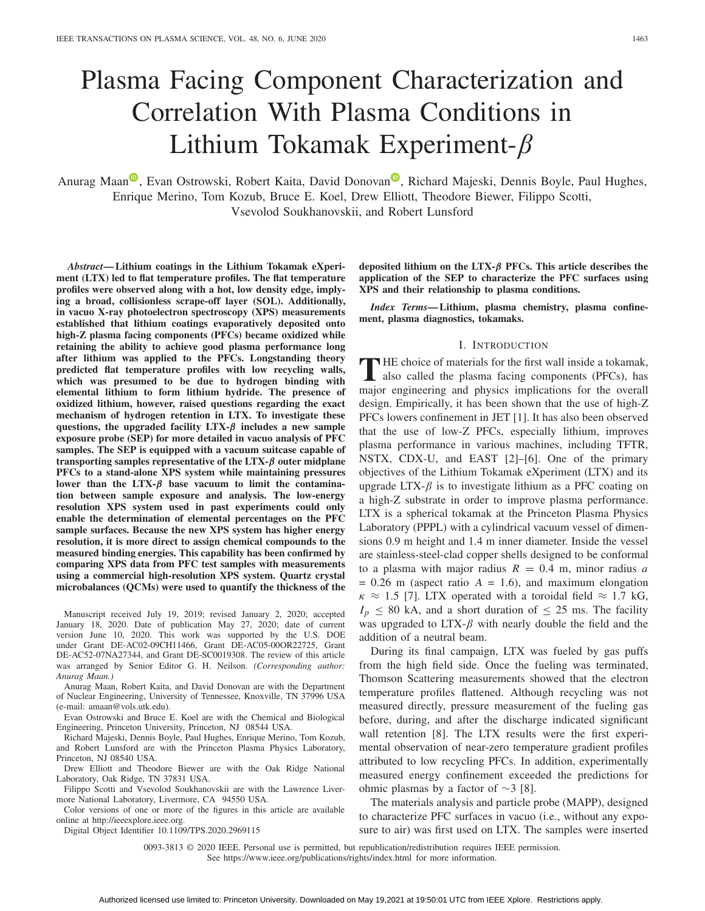# Plasma Facing Component Characterization and Correlation With Plasma Conditions in Lithium Tokamak Experiment-$\beta$

Anurag Maan, Evan Ostrowski, Robert Kaita, David Donovan, Richard Majeski, Dennis Boyle, Paul Hughes, Enrique Merino, Tom Kozub, Bruce E. Koel, Drew Elliott, Theodore Biewer, Filippo Scotti, Vsevolod Soukhanovskii, and Robert Lunsford

***Abstract*— Lithium coatings in the Lithium Tokamak eXperiment (LTX) led to flat temperature profiles. The flat temperature profiles were observed along with a hot, low density edge, implying a broad, collisionless scrape-off layer (SOL). Additionally, in vacuo X-ray photoelectron spectroscopy (XPS) measurements established that lithium coatings evaporatively deposited onto high-Z plasma facing components (PFCs) became oxidized while retaining the ability to achieve good plasma performance long after lithium was applied to the PFCs. Longstanding theory predicted flat temperature profiles with low recycling walls, which was presumed to be due to hydrogen binding with elemental lithium to form lithium hydride. The presence of oxidized lithium, however, raised questions regarding the exact mechanism of hydrogen retention in LTX. To investigate these questions, the upgraded facility LTX-$\beta$ includes a new sample exposure probe (SEP) for more detailed in vacuo analysis of PFC samples. The SEP is equipped with a vacuum suitcase capable of transporting samples representative of the LTX-$\beta$ outer midplane PFCs to a stand-alone XPS system while maintaining pressures lower than the LTX-$\beta$ base vacuum to limit the contamination between sample exposure and analysis. The low-energy resolution XPS system used in past experiments could only enable the determination of elemental percentages on the PFC sample surfaces. Because the new XPS system has higher energy resolution, it is more direct to assign chemical compounds to the measured binding energies. This capability has been confirmed by comparing XPS data from PFC test samples with measurements using a commercial high-resolution XPS system. Quartz crystal microbalances (QCMs) were used to quantify the thickness of the deposited lithium on the LTX-$\beta$ PFCs. This article describes the application of the SEP to characterize the PFC surfaces using XPS and their relationship to plasma conditions.**

***Index Terms*— Lithium, plasma chemistry, plasma confinement, plasma diagnostics, tokamaks.**

Manuscript received July 19, 2019; revised January 2, 2020; accepted January 18, 2020. Date of publication May 27, 2020; date of current version June 10, 2020. This work was supported by the U.S. DOE under Grant DE-AC02-09CH11466, Grant DE-AC05-00OR22725, Grant DE-AC52-07NA27344, and Grant DE-SC0019308. The review of this article was arranged by Senior Editor G. H. Neilson. *(Corresponding author: Anurag Maan.)*

Anurag Maan, Robert Kaita, and David Donovan are with the Department of Nuclear Engineering, University of Tennessee, Knoxville, TN 37996 USA (e-mail: amaan@vols.utk.edu).

Evan Ostrowski and Bruce E. Koel are with the Chemical and Biological Engineering, Princeton University, Princeton, NJ 08544 USA.

Richard Majeski, Dennis Boyle, Paul Hughes, Enrique Merino, Tom Kozub, and Robert Lunsford are with the Princeton Plasma Physics Laboratory, Princeton, NJ 08540 USA.

Drew Elliott and Theodore Biewer are with the Oak Ridge National Laboratory, Oak Ridge, TN 37831 USA.

Filippo Scotti and Vsevolod Soukhanovskii are with the Lawrence Livermore National Laboratory, Livermore, CA 94550 USA.

Color versions of one or more of the figures in this article are available online at http://ieeexplore.ieee.org.

Digital Object Identifier 10.1109/TPS.2020.2969115

## I. Introduction

The choice of materials for the first wall inside a tokamak, also called the plasma facing components (PFCs), has major engineering and physics implications for the overall design. Empirically, it has been shown that the use of high-Z PFCs lowers confinement in JET [1]. It has also been observed that the use of low-Z PFCs, especially lithium, improves plasma performance in various machines, including TFTR, NSTX, CDX-U, and EAST [2]–[6]. One of the primary objectives of the Lithium Tokamak eXperiment (LTX) and its upgrade LTX-$\beta$ is to investigate lithium as a PFC coating on a high-Z substrate in order to improve plasma performance. LTX is a spherical tokamak at the Princeton Plasma Physics Laboratory (PPPL) with a cylindrical vacuum vessel of dimensions 0.9 m height and 1.4 m inner diameter. Inside the vessel are stainless-steel-clad copper shells designed to be conformal to a plasma with major radius $R$ = 0.4 m, minor radius $a$ = 0.26 m (aspect ratio $A$ = 1.6), and maximum elongation $\kappa \approx 1.5$ [7]. LTX operated with a toroidal field $\approx$ 1.7 kG, $I_p \leq 80$ kA, and a short duration of $\leq$ 25 ms. The facility was upgraded to LTX-$\beta$ with nearly double the field and the addition of a neutral beam.

During its final campaign, LTX was fueled by gas puffs from the high field side. Once the fueling was terminated, Thomson Scattering measurements showed that the electron temperature profiles flattened. Although recycling was not measured directly, pressure measurement of the fueling gas before, during, and after the discharge indicated significant wall retention [8]. The LTX results were the first experimental observation of near-zero temperature gradient profiles attributed to low recycling PFCs. In addition, experimentally measured energy confinement exceeded the predictions for ohmic plasmas by a factor of $\sim$3 [8].

The materials analysis and particle probe (MAPP), designed to characterize PFC surfaces in vacuo (i.e., without any exposure to air) was first used on LTX. The samples were inserted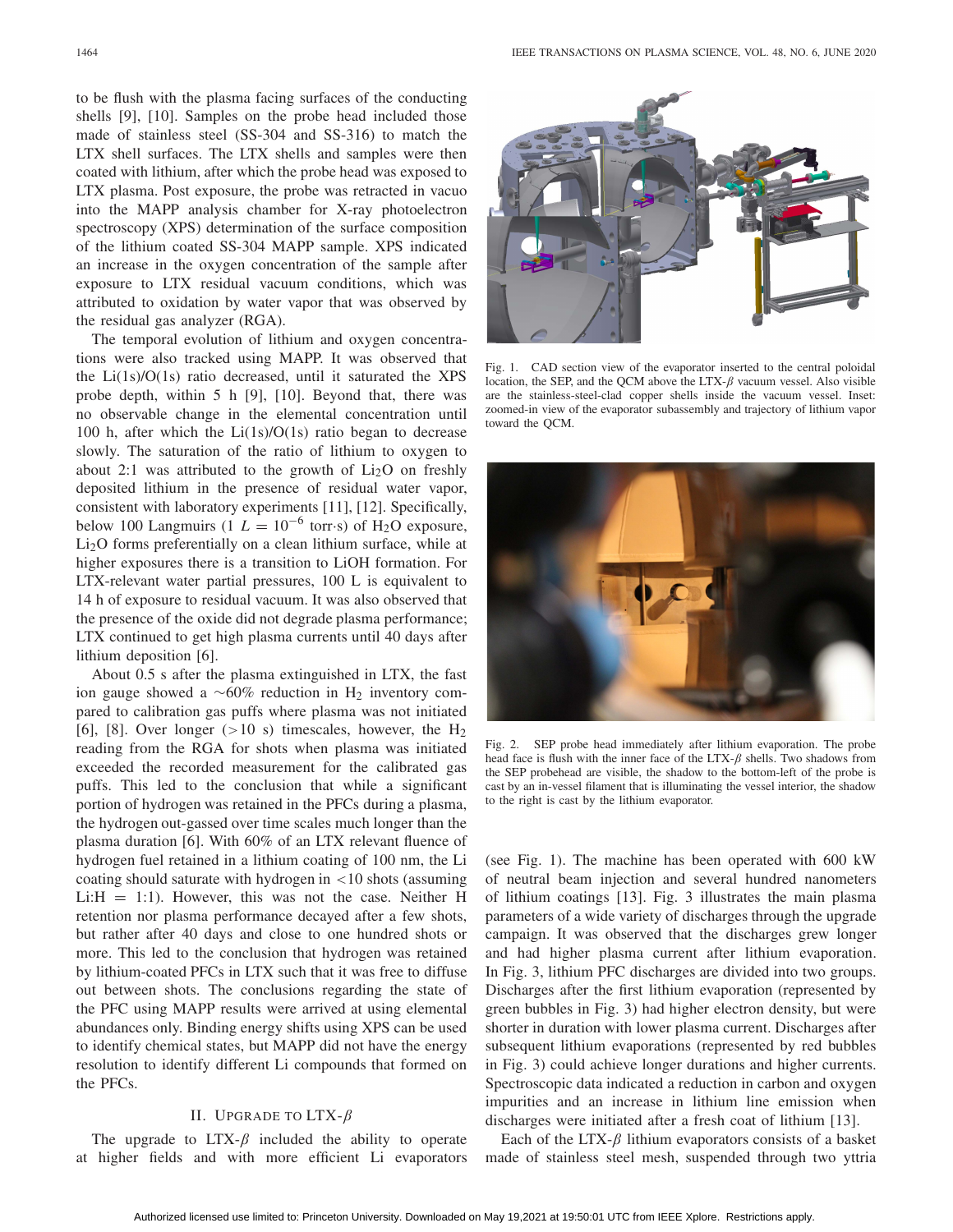to be flush with the plasma facing surfaces of the conducting shells [9], [10]. Samples on the probe head included those made of stainless steel (SS-304 and SS-316) to match the LTX shell surfaces. The LTX shells and samples were then coated with lithium, after which the probe head was exposed to LTX plasma. Post exposure, the probe was retracted in vacuo into the MAPP analysis chamber for X-ray photoelectron spectroscopy (XPS) determination of the surface composition of the lithium coated SS-304 MAPP sample. XPS indicated an increase in the oxygen concentration of the sample after exposure to LTX residual vacuum conditions, which was attributed to oxidation by water vapor that was observed by the residual gas analyzer (RGA).

The temporal evolution of lithium and oxygen concentrations were also tracked using MAPP. It was observed that the Li(1s)/O(1s) ratio decreased, until it saturated the XPS probe depth, within 5 h [9], [10]. Beyond that, there was no observable change in the elemental concentration until 100 h, after which the Li(1s)/O(1s) ratio began to decrease slowly. The saturation of the ratio of lithium to oxygen to about 2:1 was attributed to the growth of $Li_2O$ on freshly deposited lithium in the presence of residual water vapor, consistent with laboratory experiments [11], [12]. Specifically, below 100 Langmuirs (1 $L = 10^{-6}$ torr·s) of $H_2O$ exposure, $Li_2O$ forms preferentially on a clean lithium surface, while at higher exposures there is a transition to LiOH formation. For LTX-relevant water partial pressures, 100 L is equivalent to 14 h of exposure to residual vacuum. It was also observed that the presence of the oxide did not degrade plasma performance; LTX continued to get high plasma currents until 40 days after lithium deposition [6].

About 0.5 s after the plasma extinguished in LTX, the fast ion gauge showed a ~60% reduction in $H_2$ inventory compared to calibration gas puffs where plasma was not initiated [6], [8]. Over longer (>10 s) timescales, however, the $H_2$ reading from the RGA for shots when plasma was initiated exceeded the recorded measurement for the calibrated gas puffs. This led to the conclusion that while a significant portion of hydrogen was retained in the PFCs during a plasma, the hydrogen out-gassed over time scales much longer than the plasma duration [6]. With 60% of an LTX relevant fluence of hydrogen fuel retained in a lithium coating of 100 nm, the Li coating should saturate with hydrogen in <10 shots (assuming Li:H = 1:1). However, this was not the case. Neither H retention nor plasma performance decayed after a few shots, but rather after 40 days and close to one hundred shots or more. This led to the conclusion that hydrogen was retained by lithium-coated PFCs in LTX such that it was free to diffuse out between shots. The conclusions regarding the state of the PFC using MAPP results were arrived at using elemental abundances only. Binding energy shifts using XPS can be used to identify chemical states, but MAPP did not have the energy resolution to identify different Li compounds that formed on the PFCs.

## II. Upgrade to LTX-$\beta$

The upgrade to LTX-$\beta$ included the ability to operate at higher fields and with more efficient Li evaporators (see Fig. 1). The machine has been operated with 600 kW of neutral beam injection and several hundred nanometers of lithium coatings [13]. Fig. 3 illustrates the main plasma parameters of a wide variety of discharges through the upgrade campaign. It was observed that the discharges grew longer and had higher plasma current after lithium evaporation. In Fig. 3, lithium PFC discharges are divided into two groups. Discharges after the first lithium evaporation (represented by green bubbles in Fig. 3) had higher electron density, but were shorter in duration with lower plasma current. Discharges after subsequent lithium evaporations (represented by red bubbles in Fig. 3) could achieve longer durations and higher currents. Spectroscopic data indicated a reduction in carbon and oxygen impurities and an increase in lithium line emission when discharges were initiated after a fresh coat of lithium [13].

Each of the LTX-$\beta$ lithium evaporators consists of a basket made of stainless steel mesh, suspended through two yttria

Fig. 1. CAD section view of the evaporator inserted to the central poloidal location, the SEP, and the QCM above the LTX-$\beta$ vacuum vessel. Also visible are the stainless-steel-clad copper shells inside the vacuum vessel. Inset: zoomed-in view of the evaporator subassembly and trajectory of lithium vapor toward the QCM.

Fig. 2. SEP probe head immediately after lithium evaporation. The probe head face is flush with the inner face of the LTX-$\beta$ shells. Two shadows from the SEP probehead are visible, the shadow to the bottom-left of the probe is cast by an in-vessel filament that is illuminating the vessel interior, the shadow to the right is cast by the lithium evaporator.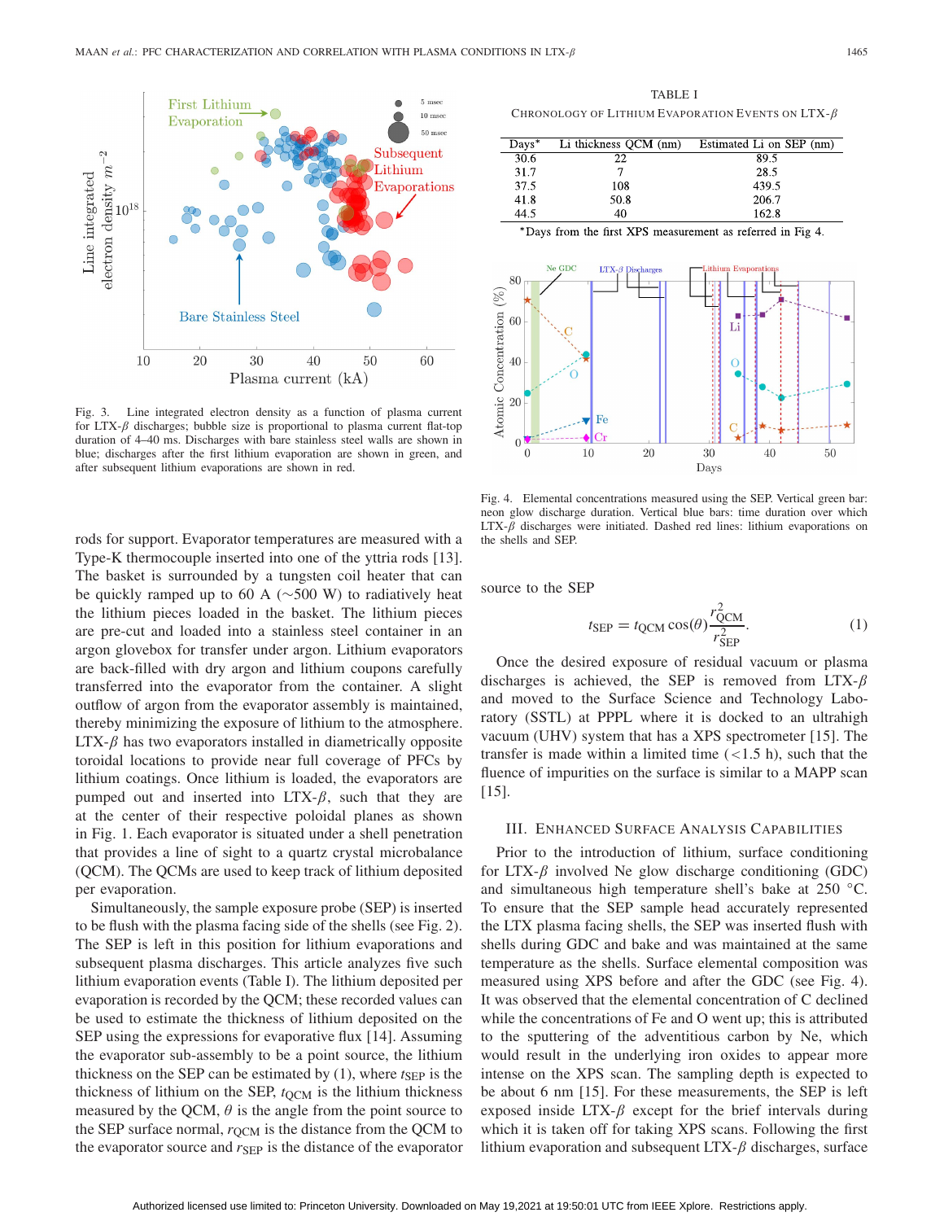Fig. 3. Line integrated electron density as a function of plasma current for LTX-$\beta$ discharges; bubble size is proportional to plasma current flat-top duration of 4–40 ms. Discharges with bare stainless steel walls are shown in blue; discharges after the first lithium evaporation are shown in green, and after subsequent lithium evaporations are shown in red.

rods for support. Evaporator temperatures are measured with a Type-K thermocouple inserted into one of the yttria rods [13]. The basket is surrounded by a tungsten coil heater that can be quickly ramped up to 60 A (~500 W) to radiatively heat the lithium pieces loaded in the basket. The lithium pieces are pre-cut and loaded into a stainless steel container in an argon glovebox for transfer under argon. Lithium evaporators are back-filled with dry argon and lithium coupons carefully transferred into the evaporator from the container. A slight outflow of argon from the evaporator assembly is maintained, thereby minimizing the exposure of lithium to the atmosphere. LTX-$\beta$ has two evaporators installed in diametrically opposite toroidal locations to provide near full coverage of PFCs by lithium coatings. Once lithium is loaded, the evaporators are pumped out and inserted into LTX-$\beta$, such that they are at the center of their respective poloidal planes as shown in Fig. 1. Each evaporator is situated under a shell penetration that provides a line of sight to a quartz crystal microbalance (QCM). The QCMs are used to keep track of lithium deposited per evaporation.

Simultaneously, the sample exposure probe (SEP) is inserted to be flush with the plasma facing side of the shells (see Fig. 2). The SEP is left in this position for lithium evaporations and subsequent plasma discharges. This article analyzes five such lithium evaporation events (Table I). The lithium deposited per evaporation is recorded by the QCM; these recorded values can be used to estimate the thickness of lithium deposited on the SEP using the expressions for evaporative flux [14]. Assuming the evaporator sub-assembly to be a point source, the lithium thickness on the SEP can be estimated by (1), where $t_{SEP}$ is the thickness of lithium on the SEP, $t_{QCM}$ is the lithium thickness measured by the QCM, $\theta$ is the angle from the point source to the SEP surface normal, $r_{QCM}$ is the distance from the QCM to the evaporator source and $r_{SEP}$ is the distance of the evaporator source to the SEP

$$t_{SEP} = t_{QCM}\cos(\theta)\frac{r_{QCM}^2}{r_{SEP}^2}. \quad (1)$$

TABLE I
CHRONOLOGY OF LITHIUM EVAPORATION EVENTS ON LTX-$\beta$

| Days* | Li thickness QCM (nm) | Estimated Li on SEP (nm) |
|---|---|---|
| 30.6 | 22 | 89.5 |
| 31.7 | 7 | 28.5 |
| 37.5 | 108 | 439.5 |
| 41.8 | 50.8 | 206.7 |
| 44.5 | 40 | 162.8 |

*Days from the first XPS measurement as referred in Fig 4.

Fig. 4. Elemental concentrations measured using the SEP. Vertical green bar: neon glow discharge duration. Vertical blue bars: time duration over which LTX-$\beta$ discharges were initiated. Dashed red lines: lithium evaporations on the shells and SEP.

Once the desired exposure of residual vacuum or plasma discharges is achieved, the SEP is removed from LTX-$\beta$ and moved to the Surface Science and Technology Laboratory (SSTL) at PPPL where it is docked to an ultrahigh vacuum (UHV) system that has a XPS spectrometer [15]. The transfer is made within a limited time (<1.5 h), such that the fluence of impurities on the surface is similar to a MAPP scan [15].

## III. ENHANCED SURFACE ANALYSIS CAPABILITIES

Prior to the introduction of lithium, surface conditioning for LTX-$\beta$ involved Ne glow discharge conditioning (GDC) and simultaneous high temperature shell's bake at 250 °C. To ensure that the SEP sample head accurately represented the LTX plasma facing shells, the SEP was inserted flush with shells during GDC and bake and was maintained at the same temperature as the shells. Surface elemental composition was measured using XPS before and after the GDC (see Fig. 4). It was observed that the elemental concentration of C declined while the concentrations of Fe and O went up; this is attributed to the sputtering of the adventitious carbon by Ne, which would result in the underlying iron oxides to appear more intense on the XPS scan. The sampling depth is expected to be about 6 nm [15]. For these measurements, the SEP is left exposed inside LTX-$\beta$ except for the brief intervals during which it is taken off for taking XPS scans. Following the first lithium evaporation and subsequent LTX-$\beta$ discharges, surface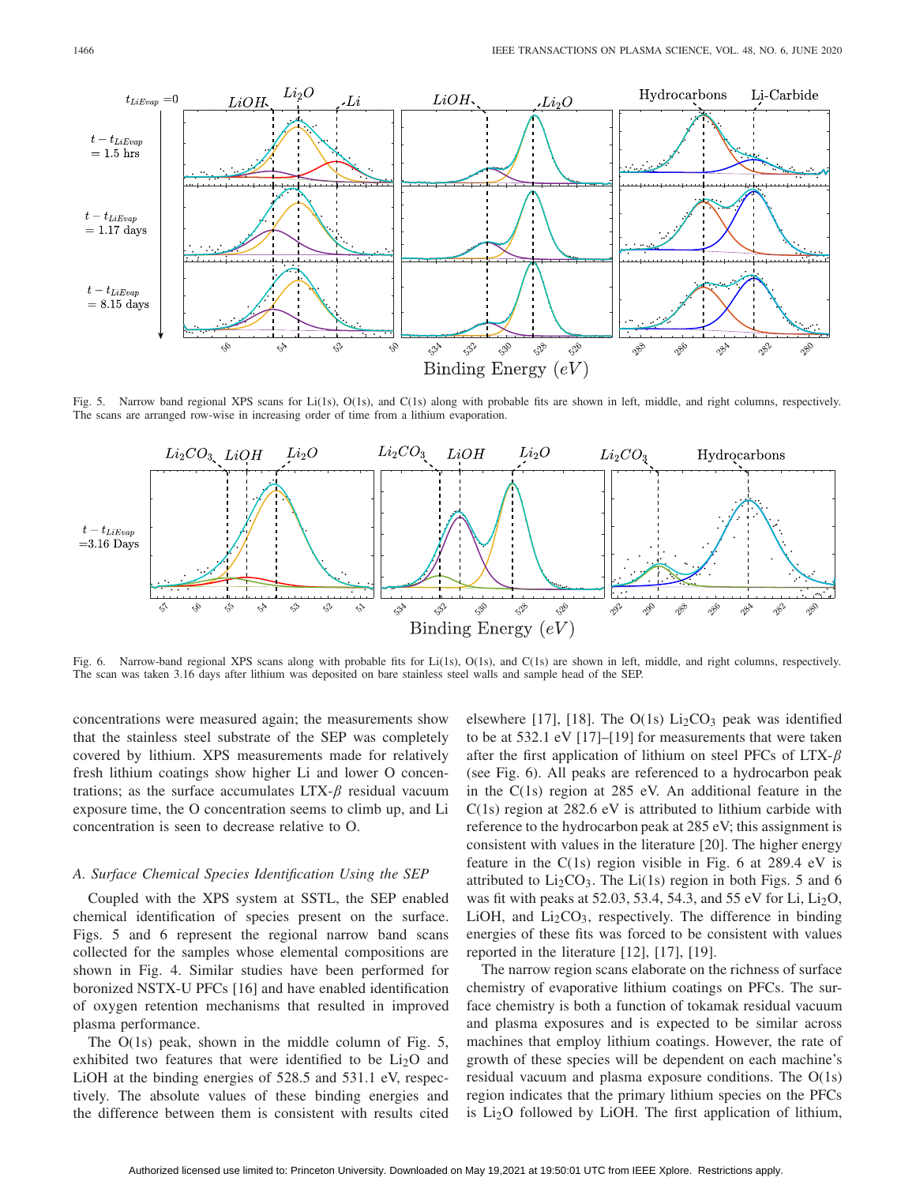Fig. 5. Narrow band regional XPS scans for Li(1s), O(1s), and C(1s) along with probable fits are shown in left, middle, and right columns, respectively. The scans are arranged row-wise in increasing order of time from a lithium evaporation.

Fig. 6. Narrow-band regional XPS scans along with probable fits for Li(1s), O(1s), and C(1s) are shown in left, middle, and right columns, respectively. The scan was taken 3.16 days after lithium was deposited on bare stainless steel walls and sample head of the SEP.

concentrations were measured again; the measurements show that the stainless steel substrate of the SEP was completely covered by lithium. XPS measurements made for relatively fresh lithium coatings show higher Li and lower O concentrations; as the surface accumulates LTX-$\beta$ residual vacuum exposure time, the O concentration seems to climb up, and Li concentration is seen to decrease relative to O.

### A. Surface Chemical Species Identification Using the SEP

Coupled with the XPS system at SSTL, the SEP enabled chemical identification of species present on the surface. Figs. 5 and 6 represent the regional narrow band scans collected for the samples whose elemental compositions are shown in Fig. 4. Similar studies have been performed for boronized NSTX-U PFCs [16] and have enabled identification of oxygen retention mechanisms that resulted in improved plasma performance.

The O(1s) peak, shown in the middle column of Fig. 5, exhibited two features that were identified to be $Li_2O$ and LiOH at the binding energies of 528.5 and 531.1 eV, respectively. The absolute values of these binding energies and the difference between them is consistent with results cited elsewhere [17], [18]. The O(1s) $Li_2CO_3$ peak was identified to be at 532.1 eV [17]–[19] for measurements that were taken after the first application of lithium on steel PFCs of LTX-$\beta$ (see Fig. 6). All peaks are referenced to a hydrocarbon peak in the C(1s) region at 285 eV. An additional feature in the C(1s) region at 282.6 eV is attributed to lithium carbide with reference to the hydrocarbon peak at 285 eV; this assignment is consistent with values in the literature [20]. The higher energy feature in the C(1s) region visible in Fig. 6 at 289.4 eV is attributed to $Li_2CO_3$. The Li(1s) region in both Figs. 5 and 6 was fit with peaks at 52.03, 53.4, 54.3, and 55 eV for Li, $Li_2O$, LiOH, and $Li_2CO_3$, respectively. The difference in binding energies of these fits was forced to be consistent with values reported in the literature [12], [17], [19].

The narrow region scans elaborate on the richness of surface chemistry of evaporative lithium coatings on PFCs. The surface chemistry is both a function of tokamak residual vacuum and plasma exposures and is expected to be similar across machines that employ lithium coatings. However, the rate of growth of these species will be dependent on each machine's residual vacuum and plasma exposure conditions. The O(1s) region indicates that the primary lithium species on the PFCs is $Li_2O$ followed by LiOH. The first application of lithium,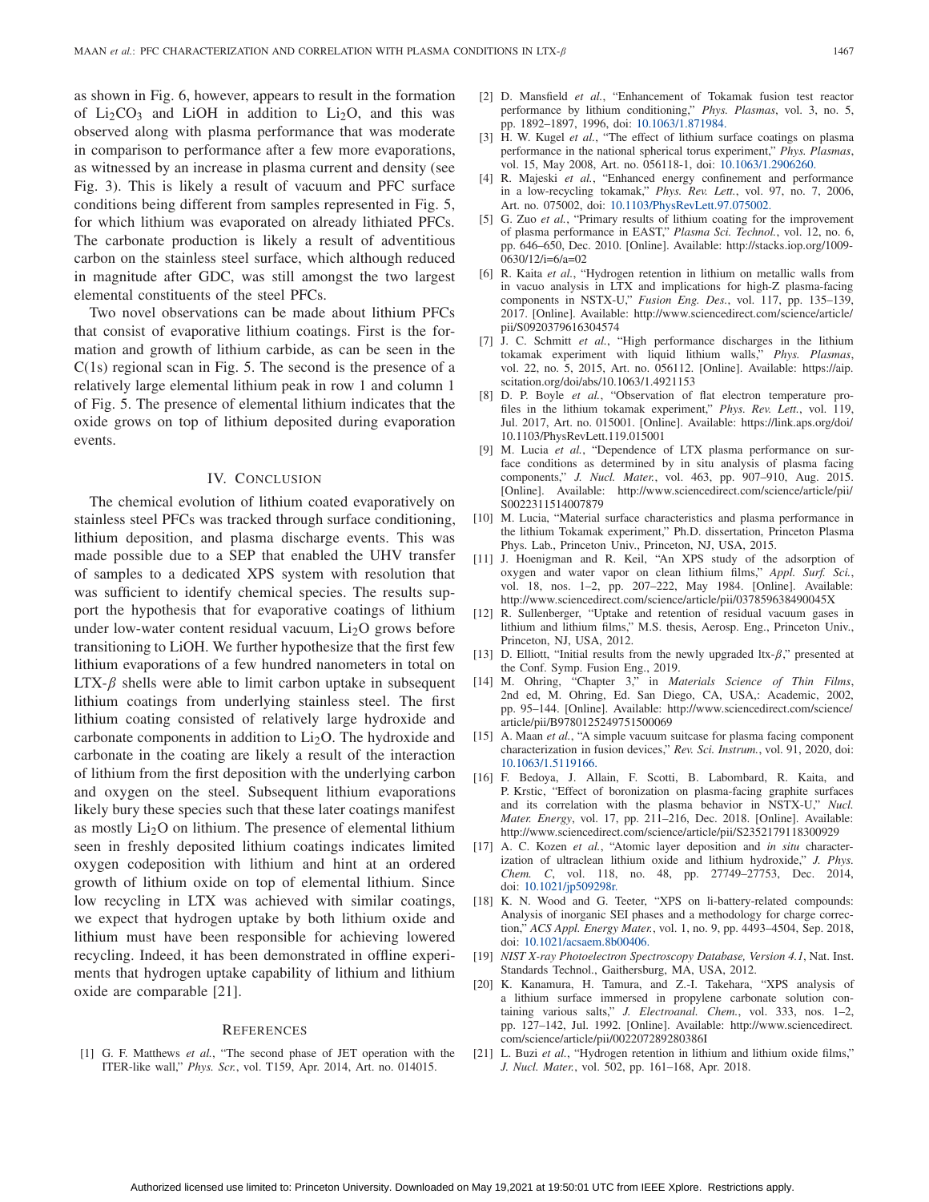as shown in Fig. 6, however, appears to result in the formation of $Li_2CO_3$ and LiOH in addition to $Li_2O$, and this was observed along with plasma performance that was moderate in comparison to performance after a few more evaporations, as witnessed by an increase in plasma current and density (see Fig. 3). This is likely a result of vacuum and PFC surface conditions being different from samples represented in Fig. 5, for which lithium was evaporated on already lithiated PFCs. The carbonate production is likely a result of adventitious carbon on the stainless steel surface, which although reduced in magnitude after GDC, was still amongst the two largest elemental constituents of the steel PFCs.

Two novel observations can be made about lithium PFCs that consist of evaporative lithium coatings. First is the formation and growth of lithium carbide, as can be seen in the C(1s) regional scan in Fig. 5. The second is the presence of a relatively large elemental lithium peak in row 1 and column 1 of Fig. 5. The presence of elemental lithium indicates that the oxide grows on top of lithium deposited during evaporation events.

## IV. Conclusion

The chemical evolution of lithium coated evaporatively on stainless steel PFCs was tracked through surface conditioning, lithium deposition, and plasma discharge events. This was made possible due to a SEP that enabled the UHV transfer of samples to a dedicated XPS system with resolution that was sufficient to identify chemical species. The results support the hypothesis that for evaporative coatings of lithium under low-water content residual vacuum, $Li_2O$ grows before transitioning to LiOH. We further hypothesize that the first few lithium evaporations of a few hundred nanometers in total on LTX-$\beta$ shells were able to limit carbon uptake in subsequent lithium coatings from underlying stainless steel. The first lithium coating consisted of relatively large hydroxide and carbonate components in addition to $Li_2O$. The hydroxide and carbonate in the coating are likely a result of the interaction of lithium from the first deposition with the underlying carbon and oxygen on the steel. Subsequent lithium evaporations likely bury these species such that these later coatings manifest as mostly $Li_2O$ on lithium. The presence of elemental lithium seen in freshly deposited lithium coatings indicates limited oxygen codeposition with lithium and hint at an ordered growth of lithium oxide on top of elemental lithium. Since low recycling in LTX was achieved with similar coatings, we expect that hydrogen uptake by both lithium oxide and lithium must have been responsible for achieving lowered recycling. Indeed, it has been demonstrated in offline experiments that hydrogen uptake capability of lithium and lithium oxide are comparable [21].

## References

[1] G. F. Matthews *et al.*, "The second phase of JET operation with the ITER-like wall," *Phys. Scr.*, vol. T159, Apr. 2014, Art. no. 014015.

[2] D. Mansfield *et al.*, "Enhancement of Tokamak fusion test reactor performance by lithium conditioning," *Phys. Plasmas*, vol. 3, no. 5, pp. 1892–1897, 1996, doi: 10.1063/1.871984.

[3] H. W. Kugel *et al.*, "The effect of lithium surface coatings on plasma performance in the national spherical torus experiment," *Phys. Plasmas*, vol. 15, May 2008, Art. no. 056118-1, doi: 10.1063/1.2906260.

[4] R. Majeski *et al.*, "Enhanced energy confinement and performance in a low-recycling tokamak," *Phys. Rev. Lett.*, vol. 97, no. 7, 2006, Art. no. 075002, doi: 10.1103/PhysRevLett.97.075002.

[5] G. Zuo *et al.*, "Primary results of lithium coating for the improvement of plasma performance in EAST," *Plasma Sci. Technol.*, vol. 12, no. 6, pp. 646–650, Dec. 2010. [Online]. Available: http://stacks.iop.org/1009-0630/12/i=6/a=02

[6] R. Kaita *et al.*, "Hydrogen retention in lithium on metallic walls from in vacuo analysis in LTX and implications for high-Z plasma-facing components in NSTX-U," *Fusion Eng. Des.*, vol. 117, pp. 135–139, 2017. [Online]. Available: http://www.sciencedirect.com/science/article/pii/S0920379616304574

[7] J. C. Schmitt *et al.*, "High performance discharges in the lithium tokamak experiment with liquid lithium walls," *Phys. Plasmas*, vol. 22, no. 5, 2015, Art. no. 056112. [Online]. Available: https://aip.scitation.org/doi/abs/10.1063/1.4921153

[8] D. P. Boyle *et al.*, "Observation of flat electron temperature profiles in the lithium tokamak experiment," *Phys. Rev. Lett.*, vol. 119, Jul. 2017, Art. no. 015001. [Online]. Available: https://link.aps.org/doi/10.1103/PhysRevLett.119.015001

[9] M. Lucia *et al.*, "Dependence of LTX plasma performance on surface conditions as determined by in situ analysis of plasma facing components," *J. Nucl. Mater.*, vol. 463, pp. 907–910, Aug. 2015. [Online]. Available: http://www.sciencedirect.com/science/article/pii/S0022311514007879

[10] M. Lucia, "Material surface characteristics and plasma performance in the lithium Tokamak experiment," Ph.D. dissertation, Princeton Plasma Phys. Lab., Princeton Univ., Princeton, NJ, USA, 2015.

[11] J. Hoenigman and R. Keil, "An XPS study of the adsorption of oxygen and water vapor on clean lithium films," *Appl. Surf. Sci.*, vol. 18, nos. 1–2, pp. 207–222, May 1984. [Online]. Available: http://www.sciencedirect.com/science/article/pii/037859638490045X

[12] R. Sullenberger, "Uptake and retention of residual vacuum gases in lithium and lithium films," M.S. thesis, Aerosp. Eng., Princeton Univ., Princeton, NJ, USA, 2012.

[13] D. Elliott, "Initial results from the newly upgraded ltx-$\beta$," presented at the Conf. Symp. Fusion Eng., 2019.

[14] M. Ohring, "Chapter 3," in *Materials Science of Thin Films*, 2nd ed, M. Ohring, Ed. San Diego, CA, USA,: Academic, 2002, pp. 95–144. [Online]. Available: http://www.sciencedirect.com/science/article/pii/B9780125249751500069

[15] A. Maan *et al.*, "A simple vacuum suitcase for plasma facing component characterization in fusion devices," *Rev. Sci. Instrum.*, vol. 91, 2020, doi: 10.1063/1.5119166.

[16] F. Bedoya, J. Allain, F. Scotti, B. Labombard, R. Kaita, and P. Krstic, "Effect of boronization on plasma-facing graphite surfaces and its correlation with the plasma behavior in NSTX-U," *Nucl. Mater. Energy*, vol. 17, pp. 211–216, Dec. 2018. [Online]. Available: http://www.sciencedirect.com/science/article/pii/S2352179118300929

[17] A. C. Kozen *et al.*, "Atomic layer deposition and *in situ* characterization of ultraclean lithium oxide and lithium hydroxide," *J. Phys. Chem. C*, vol. 118, no. 48, pp. 27749–27753, Dec. 2014, doi: 10.1021/jp509298r.

[18] K. N. Wood and G. Teeter, "XPS on li-battery-related compounds: Analysis of inorganic SEI phases and a methodology for charge correction," *ACS Appl. Energy Mater.*, vol. 1, no. 9, pp. 4493–4504, Sep. 2018, doi: 10.1021/acsaem.8b00406.

[19] *NIST X-ray Photoelectron Spectroscopy Database, Version 4.1*, Nat. Inst. Standards Technol., Gaithersburg, MA, USA, 2012.

[20] K. Kanamura, H. Tamura, and Z.-I. Takehara, "XPS analysis of a lithium surface immersed in propylene carbonate solution containing various salts," *J. Electroanal. Chem.*, vol. 333, nos. 1–2, pp. 127–142, Jul. 1992. [Online]. Available: http://www.sciencedirect.com/science/article/pii/002207289280386I

[21] L. Buzi *et al.*, "Hydrogen retention in lithium and lithium oxide films," *J. Nucl. Mater.*, vol. 502, pp. 161–168, Apr. 2018.